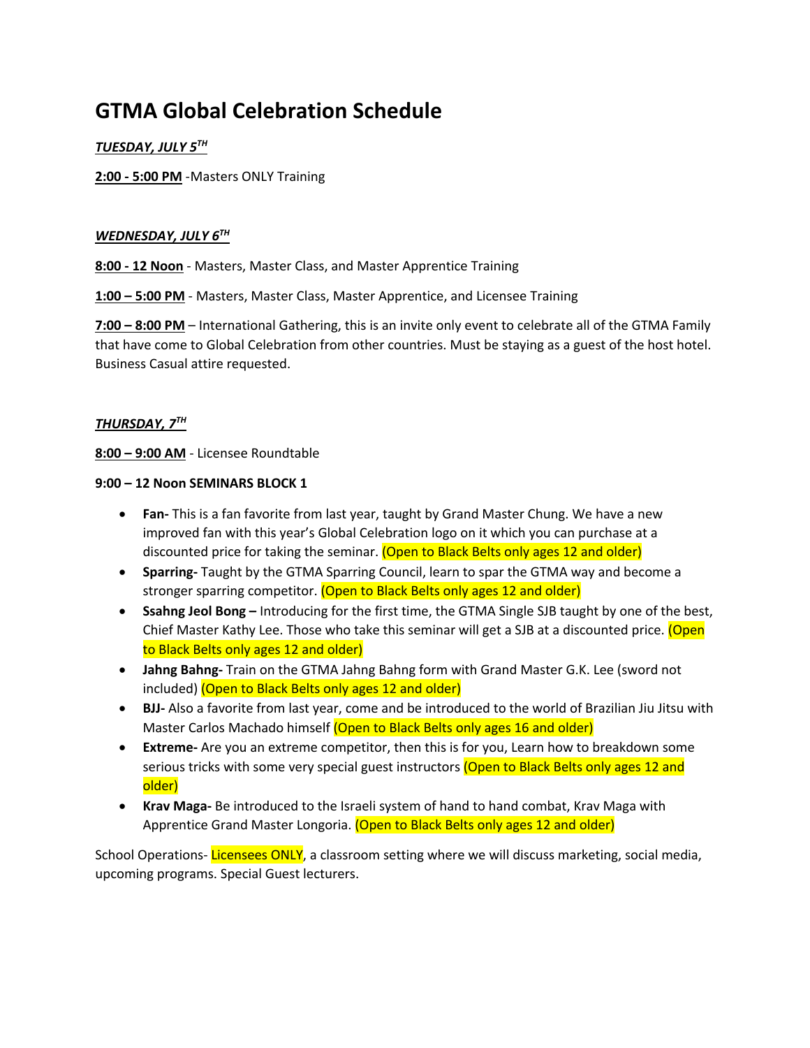# GTMA Global Celebration Schedule

***TUESDAY, JULY 5TH***

**2:00 - 5:00 PM** -Masters ONLY Training

***WEDNESDAY, JULY 6TH***

**8:00 - 12 Noon** - Masters, Master Class, and Master Apprentice Training

**1:00 – 5:00 PM** - Masters, Master Class, Master Apprentice, and Licensee Training

**7:00 – 8:00 PM** – International Gathering, this is an invite only event to celebrate all of the GTMA Family that have come to Global Celebration from other countries. Must be staying as a guest of the host hotel. Business Casual attire requested.

***THURSDAY, 7TH***

**8:00 – 9:00 AM** - Licensee Roundtable

**9:00 – 12 Noon SEMINARS BLOCK 1**

- **Fan-** This is a fan favorite from last year, taught by Grand Master Chung. We have a new improved fan with this year's Global Celebration logo on it which you can purchase at a discounted price for taking the seminar. (Open to Black Belts only ages 12 and older)
- **Sparring-** Taught by the GTMA Sparring Council, learn to spar the GTMA way and become a stronger sparring competitor. (Open to Black Belts only ages 12 and older)
- **Ssahng Jeol Bong –** Introducing for the first time, the GTMA Single SJB taught by one of the best, Chief Master Kathy Lee. Those who take this seminar will get a SJB at a discounted price. (Open to Black Belts only ages 12 and older)
- **Jahng Bahng-** Train on the GTMA Jahng Bahng form with Grand Master G.K. Lee (sword not included) (Open to Black Belts only ages 12 and older)
- **BJJ-** Also a favorite from last year, come and be introduced to the world of Brazilian Jiu Jitsu with Master Carlos Machado himself (Open to Black Belts only ages 16 and older)
- **Extreme-** Are you an extreme competitor, then this is for you, Learn how to breakdown some serious tricks with some very special guest instructors (Open to Black Belts only ages 12 and older)
- **Krav Maga-** Be introduced to the Israeli system of hand to hand combat, Krav Maga with Apprentice Grand Master Longoria. (Open to Black Belts only ages 12 and older)

School Operations- Licensees ONLY, a classroom setting where we will discuss marketing, social media, upcoming programs. Special Guest lecturers.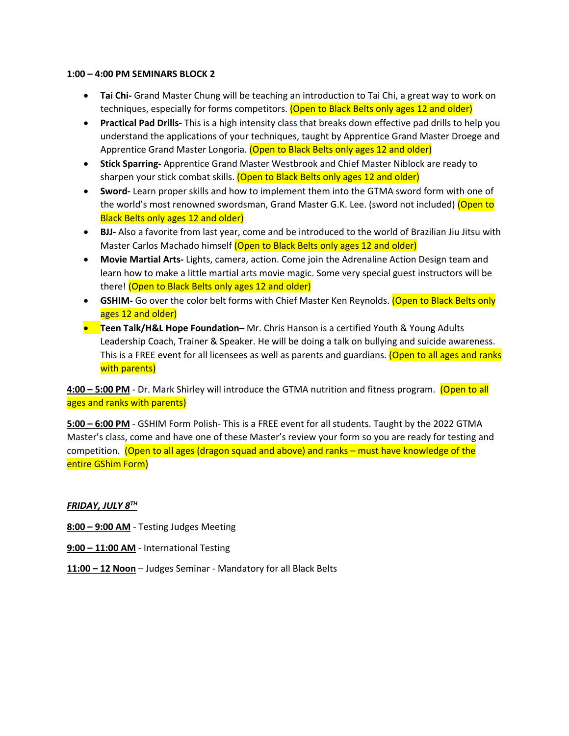**1:00 – 4:00 PM SEMINARS BLOCK 2**

- **Tai Chi-** Grand Master Chung will be teaching an introduction to Tai Chi, a great way to work on techniques, especially for forms competitors. (Open to Black Belts only ages 12 and older)
- **Practical Pad Drills-** This is a high intensity class that breaks down effective pad drills to help you understand the applications of your techniques, taught by Apprentice Grand Master Droege and Apprentice Grand Master Longoria. (Open to Black Belts only ages 12 and older)
- **Stick Sparring-** Apprentice Grand Master Westbrook and Chief Master Niblock are ready to sharpen your stick combat skills. (Open to Black Belts only ages 12 and older)
- **Sword-** Learn proper skills and how to implement them into the GTMA sword form with one of the world's most renowned swordsman, Grand Master G.K. Lee. (sword not included) (Open to Black Belts only ages 12 and older)
- **BJJ-** Also a favorite from last year, come and be introduced to the world of Brazilian Jiu Jitsu with Master Carlos Machado himself (Open to Black Belts only ages 12 and older)
- **Movie Martial Arts-** Lights, camera, action. Come join the Adrenaline Action Design team and learn how to make a little martial arts movie magic. Some very special guest instructors will be there! (Open to Black Belts only ages 12 and older)
- **GSHIM-** Go over the color belt forms with Chief Master Ken Reynolds. (Open to Black Belts only ages 12 and older)
- **Teen Talk/H&L Hope Foundation–** Mr. Chris Hanson is a certified Youth & Young Adults Leadership Coach, Trainer & Speaker. He will be doing a talk on bullying and suicide awareness. This is a FREE event for all licensees as well as parents and guardians. (Open to all ages and ranks with parents)

**<u>4:00 – 5:00 PM</u>** - Dr. Mark Shirley will introduce the GTMA nutrition and fitness program. (Open to all ages and ranks with parents)

**<u>5:00 – 6:00 PM</u>** - GSHIM Form Polish- This is a FREE event for all students. Taught by the 2022 GTMA Master's class, come and have one of these Master's review your form so you are ready for testing and competition. (Open to all ages (dragon squad and above) and ranks – must have knowledge of the entire GShim Form)

***<u>FRIDAY, JULY 8TH</u>***

**<u>8:00 – 9:00 AM</u>** - Testing Judges Meeting

**<u>9:00 – 11:00 AM</u>** - International Testing

**<u>11:00 – 12 Noon</u>** – Judges Seminar - Mandatory for all Black Belts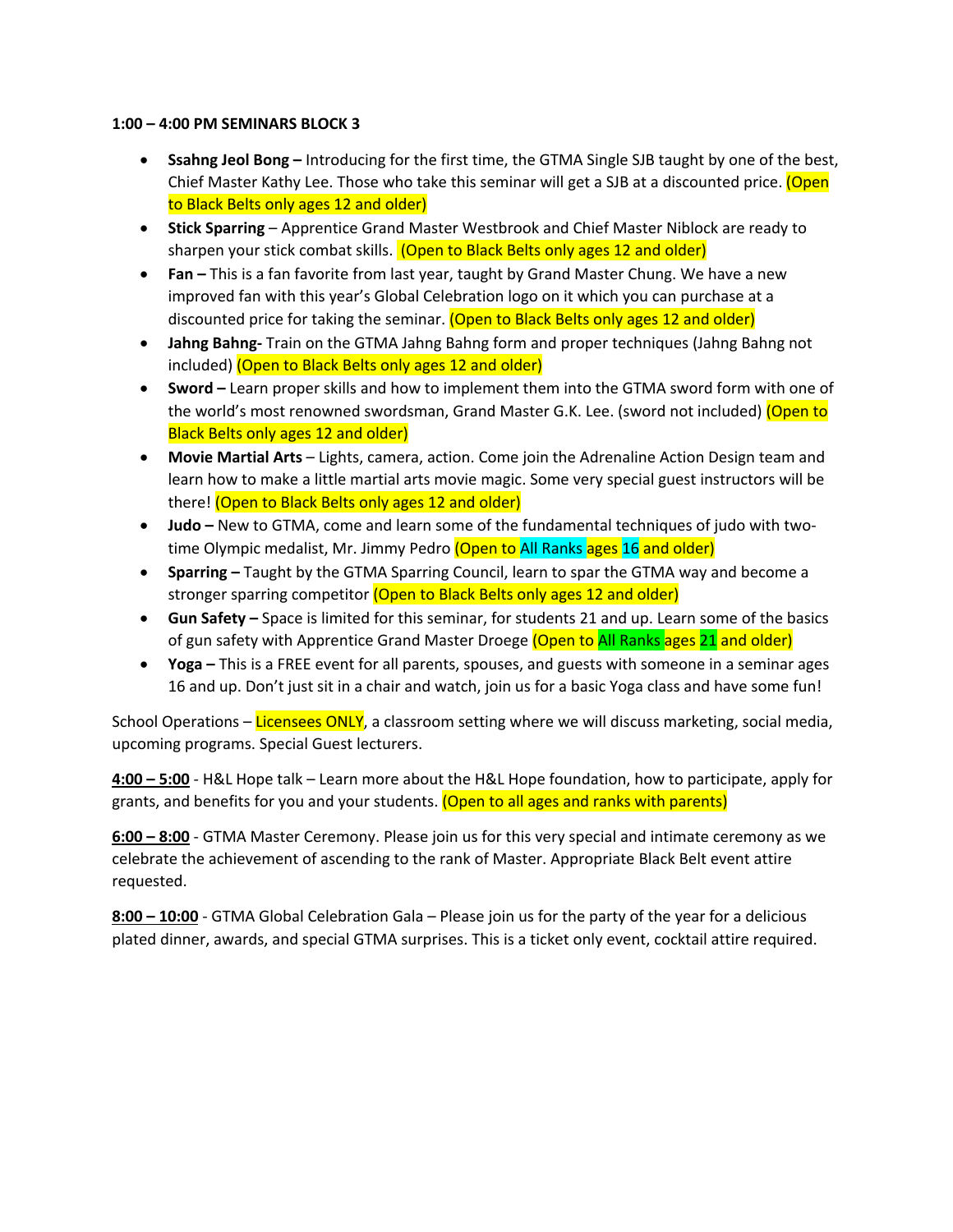**1:00 – 4:00 PM SEMINARS BLOCK 3**

- **Ssahng Jeol Bong –** Introducing for the first time, the GTMA Single SJB taught by one of the best, Chief Master Kathy Lee. Those who take this seminar will get a SJB at a discounted price. (Open to Black Belts only ages 12 and older)
- **Stick Sparring** – Apprentice Grand Master Westbrook and Chief Master Niblock are ready to sharpen your stick combat skills. (Open to Black Belts only ages 12 and older)
- **Fan –** This is a fan favorite from last year, taught by Grand Master Chung. We have a new improved fan with this year's Global Celebration logo on it which you can purchase at a discounted price for taking the seminar. (Open to Black Belts only ages 12 and older)
- **Jahng Bahng-** Train on the GTMA Jahng Bahng form and proper techniques (Jahng Bahng not included) (Open to Black Belts only ages 12 and older)
- **Sword –** Learn proper skills and how to implement them into the GTMA sword form with one of the world's most renowned swordsman, Grand Master G.K. Lee. (sword not included) (Open to Black Belts only ages 12 and older)
- **Movie Martial Arts** – Lights, camera, action. Come join the Adrenaline Action Design team and learn how to make a little martial arts movie magic. Some very special guest instructors will be there! (Open to Black Belts only ages 12 and older)
- **Judo –** New to GTMA, come and learn some of the fundamental techniques of judo with two-time Olympic medalist, Mr. Jimmy Pedro (Open to All Ranks ages 16 and older)
- **Sparring –** Taught by the GTMA Sparring Council, learn to spar the GTMA way and become a stronger sparring competitor (Open to Black Belts only ages 12 and older)
- **Gun Safety –** Space is limited for this seminar, for students 21 and up. Learn some of the basics of gun safety with Apprentice Grand Master Droege (Open to All Ranks ages 21 and older)
- **Yoga –** This is a FREE event for all parents, spouses, and guests with someone in a seminar ages 16 and up. Don't just sit in a chair and watch, join us for a basic Yoga class and have some fun!

School Operations – Licensees ONLY, a classroom setting where we will discuss marketing, social media, upcoming programs. Special Guest lecturers.

4:00 – 5:00 - H&L Hope talk – Learn more about the H&L Hope foundation, how to participate, apply for grants, and benefits for you and your students. (Open to all ages and ranks with parents)

6:00 – 8:00 - GTMA Master Ceremony. Please join us for this very special and intimate ceremony as we celebrate the achievement of ascending to the rank of Master. Appropriate Black Belt event attire requested.

8:00 – 10:00 - GTMA Global Celebration Gala – Please join us for the party of the year for a delicious plated dinner, awards, and special GTMA surprises. This is a ticket only event, cocktail attire required.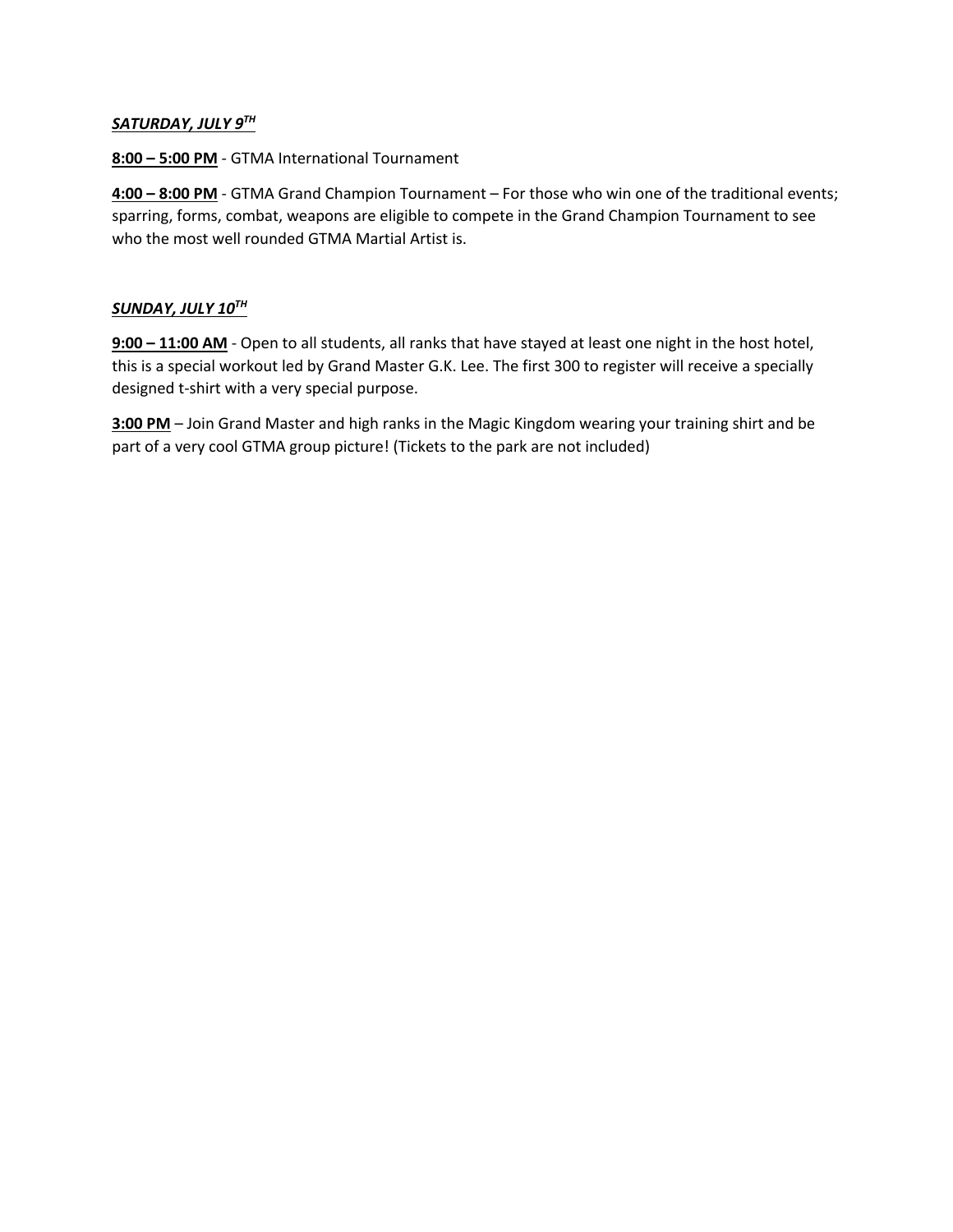***<u>SATURDAY, JULY 9TH</u>***

**<u>8:00 – 5:00 PM</u>** - GTMA International Tournament

**<u>4:00 – 8:00 PM</u>** - GTMA Grand Champion Tournament – For those who win one of the traditional events; sparring, forms, combat, weapons are eligible to compete in the Grand Champion Tournament to see who the most well rounded GTMA Martial Artist is.

***<u>SUNDAY, JULY 10TH</u>***

**<u>9:00 – 11:00 AM</u>** - Open to all students, all ranks that have stayed at least one night in the host hotel, this is a special workout led by Grand Master G.K. Lee. The first 300 to register will receive a specially designed t-shirt with a very special purpose.

**<u>3:00 PM</u>** – Join Grand Master and high ranks in the Magic Kingdom wearing your training shirt and be part of a very cool GTMA group picture! (Tickets to the park are not included)